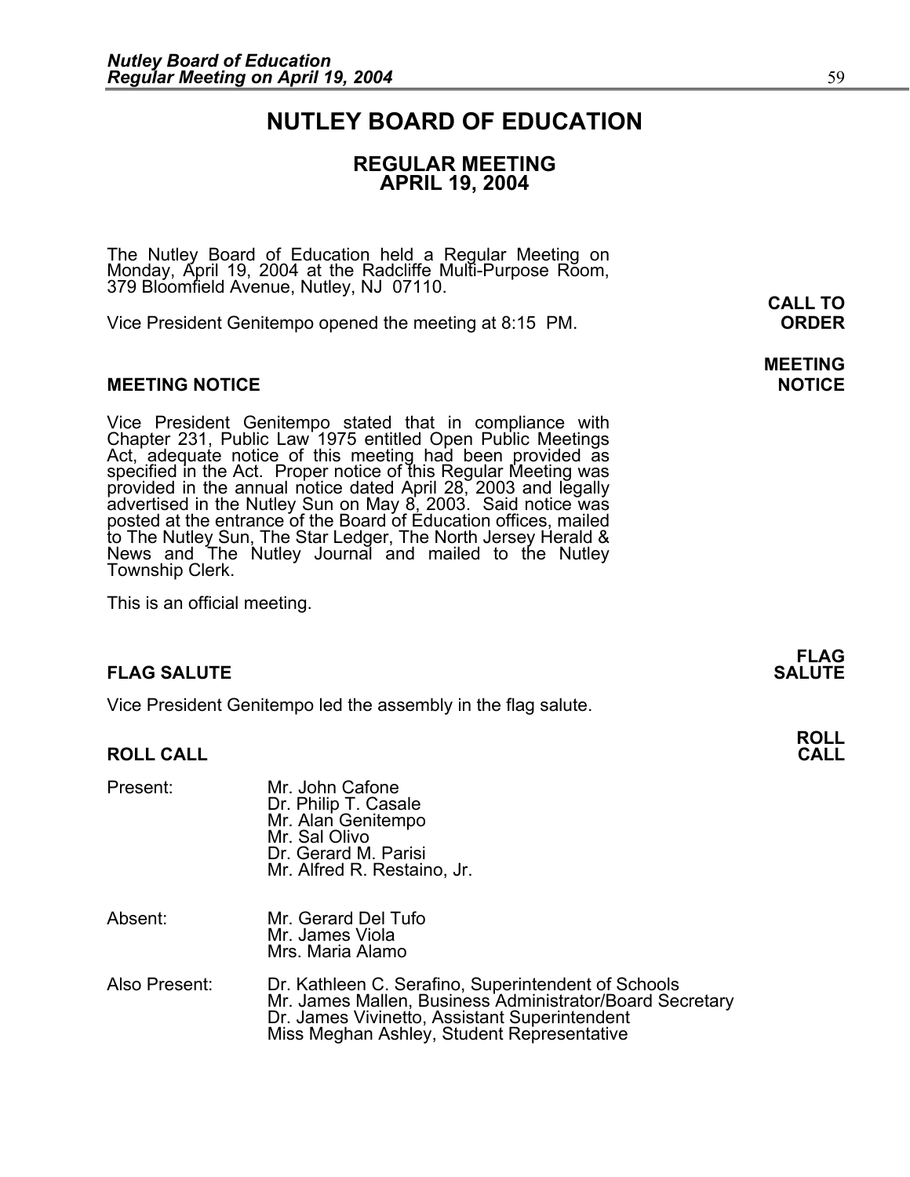# NUTLEY BOARD OF EDUCATION

## REGULAR MEETING
## APRIL 19, 2004

The Nutley Board of Education held a Regular Meeting on Monday, April 19, 2004 at the Radcliffe Multi-Purpose Room, 379 Bloomfield Avenue, Nutley, NJ 07110.

**CALL TO ORDER**

Vice President Genitempo opened the meeting at 8:15 PM.

### MEETING NOTICE

Vice President Genitempo stated that in compliance with Chapter 231, Public Law 1975 entitled Open Public Meetings Act, adequate notice of this meeting had been provided as specified in the Act. Proper notice of this Regular Meeting was provided in the annual notice dated April 28, 2003 and legally advertised in the Nutley Sun on May 8, 2003. Said notice was posted at the entrance of the Board of Education offices, mailed to The Nutley Sun, The Star Ledger, The North Jersey Herald & News and The Nutley Journal and mailed to the Nutley Township Clerk.

This is an official meeting.

### FLAG SALUTE

Vice President Genitempo led the assembly in the flag salute.

### ROLL CALL

Present:
- Mr. John Cafone
- Dr. Philip T. Casale
- Mr. Alan Genitempo
- Mr. Sal Olivo
- Dr. Gerard M. Parisi
- Mr. Alfred R. Restaino, Jr.

Absent:
- Mr. Gerard Del Tufo
- Mr. James Viola
- Mrs. Maria Alamo

Also Present:
- Dr. Kathleen C. Serafino, Superintendent of Schools
- Mr. James Mallen, Business Administrator/Board Secretary
- Dr. James Vivinetto, Assistant Superintendent
- Miss Meghan Ashley, Student Representative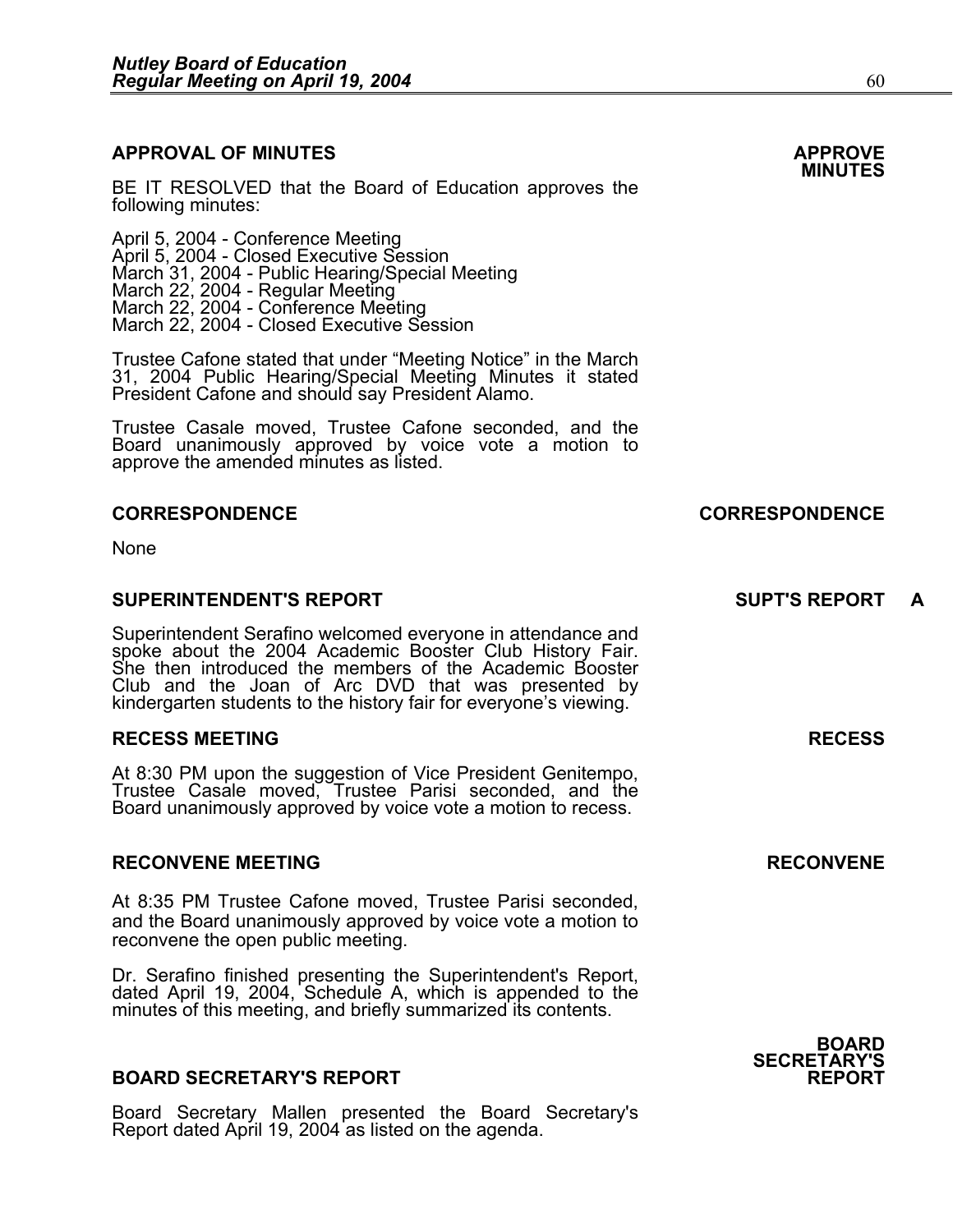## APPROVAL OF MINUTES

**APPROVE MINUTES**

BE IT RESOLVED that the Board of Education approves the following minutes:

April 5, 2004 - Conference Meeting
April 5, 2004 - Closed Executive Session
March 31, 2004 - Public Hearing/Special Meeting
March 22, 2004 - Regular Meeting
March 22, 2004 - Conference Meeting
March 22, 2004 - Closed Executive Session

Trustee Cafone stated that under "Meeting Notice" in the March 31, 2004 Public Hearing/Special Meeting Minutes it stated President Cafone and should say President Alamo.

Trustee Casale moved, Trustee Cafone seconded, and the Board unanimously approved by voice vote a motion to approve the amended minutes as listed.

## CORRESPONDENCE

**CORRESPONDENCE**

None

## SUPERINTENDENT'S REPORT

**SUPT'S REPORT A**

Superintendent Serafino welcomed everyone in attendance and spoke about the 2004 Academic Booster Club History Fair. She then introduced the members of the Academic Booster Club and the Joan of Arc DVD that was presented by kindergarten students to the history fair for everyone's viewing.

## RECESS MEETING

**RECESS**

At 8:30 PM upon the suggestion of Vice President Genitempo, Trustee Casale moved, Trustee Parisi seconded, and the Board unanimously approved by voice vote a motion to recess.

## RECONVENE MEETING

**RECONVENE**

At 8:35 PM Trustee Cafone moved, Trustee Parisi seconded, and the Board unanimously approved by voice vote a motion to reconvene the open public meeting.

Dr. Serafino finished presenting the Superintendent's Report, dated April 19, 2004, Schedule A, which is appended to the minutes of this meeting, and briefly summarized its contents.

## BOARD SECRETARY'S REPORT

**BOARD SECRETARY'S REPORT**

Board Secretary Mallen presented the Board Secretary's Report dated April 19, 2004 as listed on the agenda.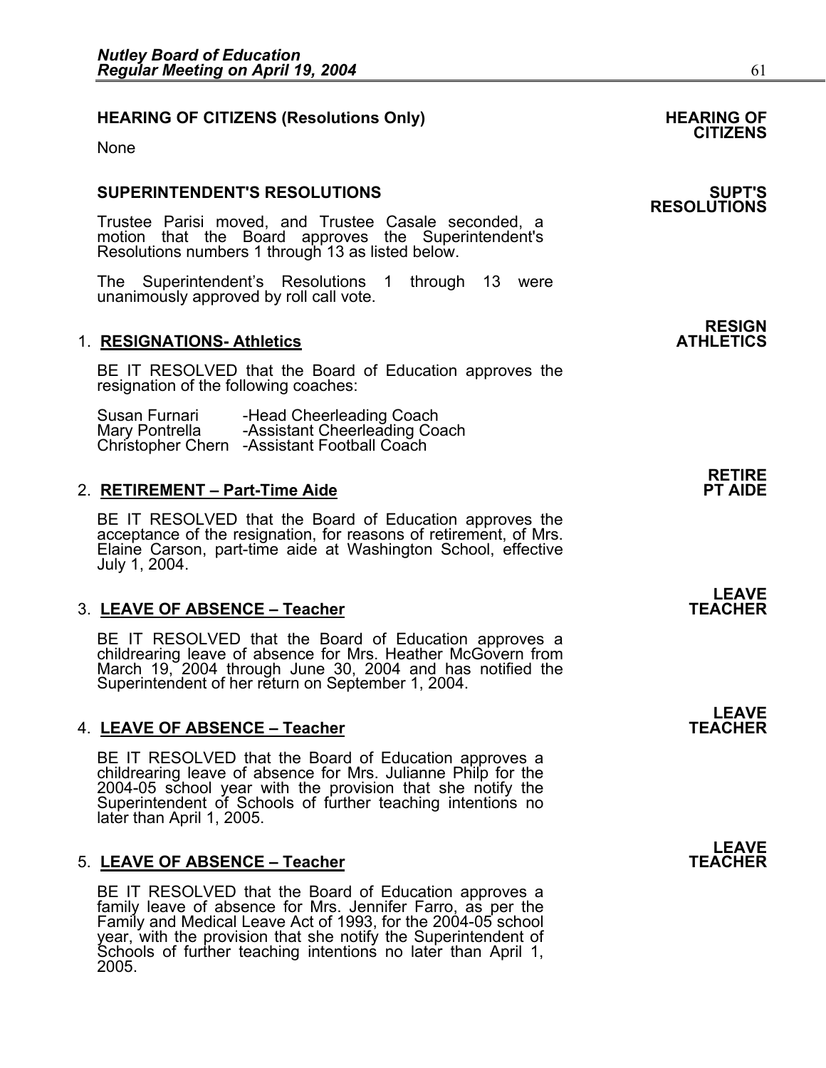## HEARING OF CITIZENS (Resolutions Only)

**HEARING OF CITIZENS**

None

## SUPERINTENDENT'S RESOLUTIONS

**SUPT'S RESOLUTIONS**

Trustee Parisi moved, and Trustee Casale seconded, a motion that the Board approves the Superintendent's Resolutions numbers 1 through 13 as listed below.

The Superintendent's Resolutions 1 through 13 were unanimously approved by roll call vote.

**RESIGN ATHLETICS**

1. **RESIGNATIONS- Athletics**

   BE IT RESOLVED that the Board of Education approves the resignation of the following coaches:

   | | |
   |---|---|
   | Susan Furnari | -Head Cheerleading Coach |
   | Mary Pontrella | -Assistant Cheerleading Coach |
   | Christopher Chern | -Assistant Football Coach |

**RETIRE PT AIDE**

2. **RETIREMENT – Part-Time Aide**

   BE IT RESOLVED that the Board of Education approves the acceptance of the resignation, for reasons of retirement, of Mrs. Elaine Carson, part-time aide at Washington School, effective July 1, 2004.

**LEAVE TEACHER**

3. **LEAVE OF ABSENCE – Teacher**

   BE IT RESOLVED that the Board of Education approves a childrearing leave of absence for Mrs. Heather McGovern from March 19, 2004 through June 30, 2004 and has notified the Superintendent of her return on September 1, 2004.

**LEAVE TEACHER**

4. **LEAVE OF ABSENCE – Teacher**

   BE IT RESOLVED that the Board of Education approves a childrearing leave of absence for Mrs. Julianne Philp for the 2004-05 school year with the provision that she notify the Superintendent of Schools of further teaching intentions no later than April 1, 2005.

**LEAVE TEACHER**

5. **LEAVE OF ABSENCE – Teacher**

   BE IT RESOLVED that the Board of Education approves a family leave of absence for Mrs. Jennifer Farro, as per the Family and Medical Leave Act of 1993, for the 2004-05 school year, with the provision that she notify the Superintendent of Schools of further teaching intentions no later than April 1, 2005.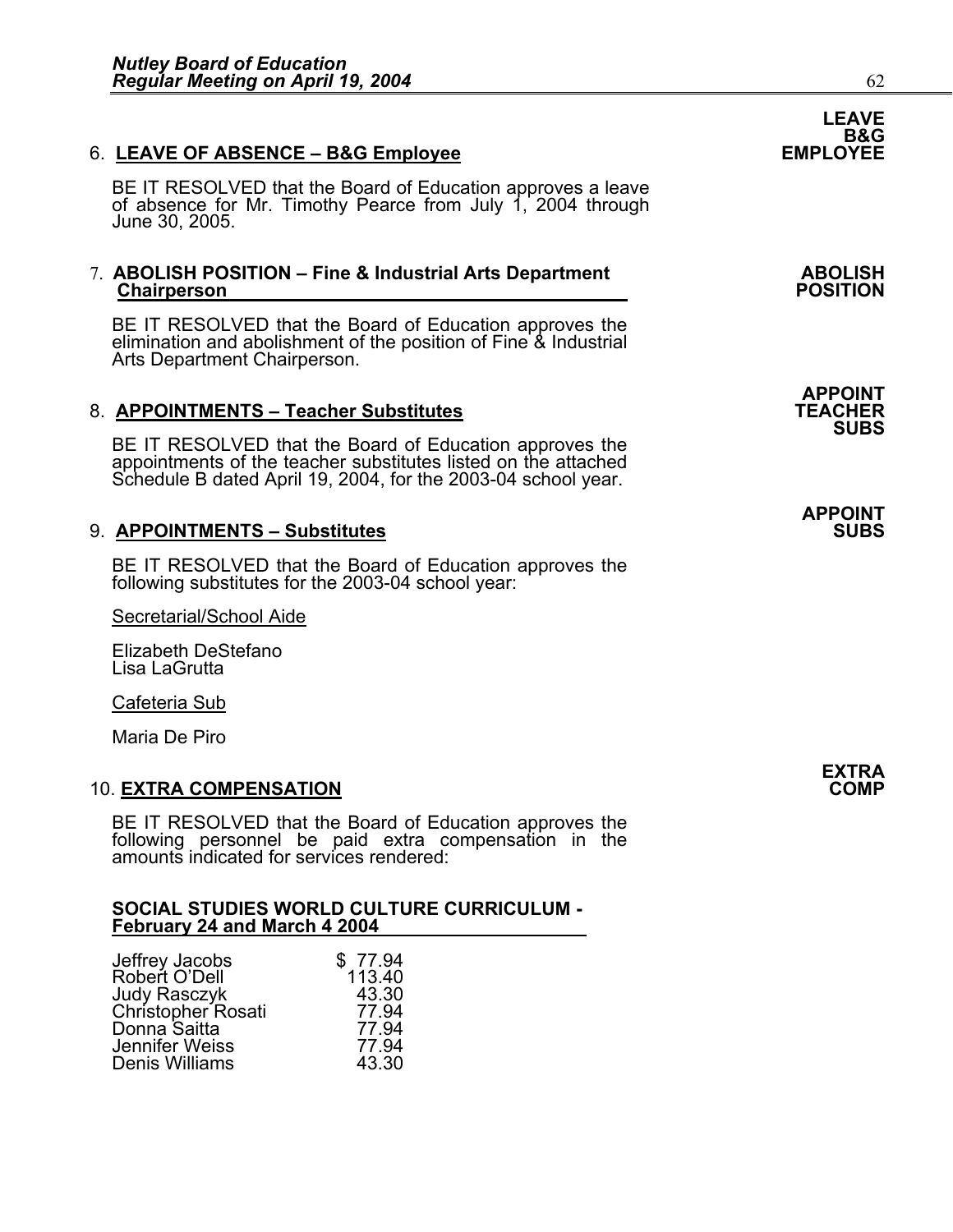6. **LEAVE OF ABSENCE – B&G Employee**

**LEAVE B&G EMPLOYEE**

BE IT RESOLVED that the Board of Education approves a leave of absence for Mr. Timothy Pearce from July 1, 2004 through June 30, 2005.

7. **ABOLISH POSITION – Fine & Industrial Arts Department Chairperson**

**ABOLISH POSITION**

BE IT RESOLVED that the Board of Education approves the elimination and abolishment of the position of Fine & Industrial Arts Department Chairperson.

8. **APPOINTMENTS – Teacher Substitutes**

**APPOINT TEACHER SUBS**

BE IT RESOLVED that the Board of Education approves the appointments of the teacher substitutes listed on the attached Schedule B dated April 19, 2004, for the 2003-04 school year.

9. **APPOINTMENTS – Substitutes**

**APPOINT SUBS**

BE IT RESOLVED that the Board of Education approves the following substitutes for the 2003-04 school year:

Secretarial/School Aide

Elizabeth DeStefano
Lisa LaGrutta

Cafeteria Sub

Maria De Piro

10. **EXTRA COMPENSATION**

**EXTRA COMP**

BE IT RESOLVED that the Board of Education approves the following personnel be paid extra compensation in the amounts indicated for services rendered:

**SOCIAL STUDIES WORLD CULTURE CURRICULUM - February 24 and March 4 2004**

| Name | Amount |
|---|---|
| Jeffrey Jacobs | $ 77.94 |
| Robert O'Dell | 113.40 |
| Judy Rasczyk | 43.30 |
| Christopher Rosati | 77.94 |
| Donna Saitta | 77.94 |
| Jennifer Weiss | 77.94 |
| Denis Williams | 43.30 |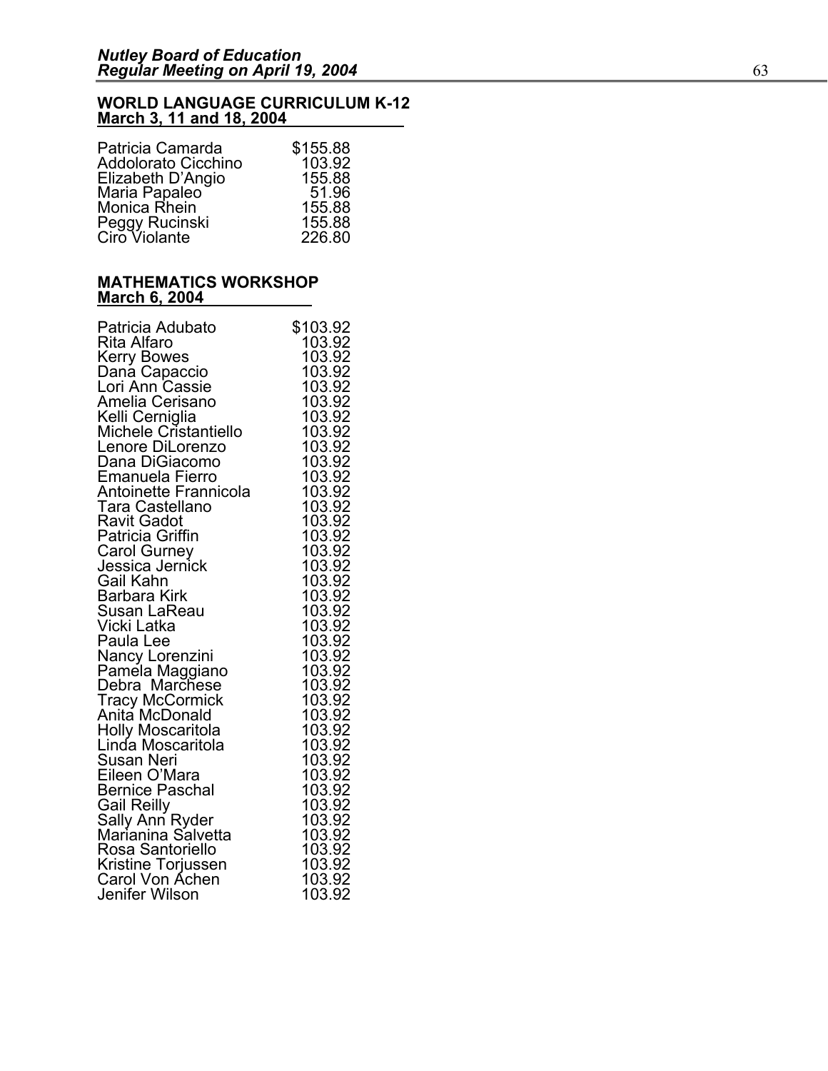**WORLD LANGUAGE CURRICULUM K-12**
**March 3, 11 and 18, 2004**

| | |
|---|---|
| Patricia Camarda | $155.88 |
| Addolorato Cicchino | 103.92 |
| Elizabeth D'Angio | 155.88 |
| Maria Papaleo | 51.96 |
| Monica Rhein | 155.88 |
| Peggy Rucinski | 155.88 |
| Ciro Violante | 226.80 |

**MATHEMATICS WORKSHOP**
**March 6, 2004**

| | |
|---|---|
| Patricia Adubato | $103.92 |
| Rita Alfaro | 103.92 |
| Kerry Bowes | 103.92 |
| Dana Capaccio | 103.92 |
| Lori Ann Cassie | 103.92 |
| Amelia Cerisano | 103.92 |
| Kelli Cerniglia | 103.92 |
| Michele Cristantiello | 103.92 |
| Lenore DiLorenzo | 103.92 |
| Dana DiGiacomo | 103.92 |
| Emanuela Fierro | 103.92 |
| Antoinette Frannicola | 103.92 |
| Tara Castellano | 103.92 |
| Ravit Gadot | 103.92 |
| Patricia Griffin | 103.92 |
| Carol Gurney | 103.92 |
| Jessica Jernick | 103.92 |
| Gail Kahn | 103.92 |
| Barbara Kirk | 103.92 |
| Susan LaReau | 103.92 |
| Vicki Latka | 103.92 |
| Paula Lee | 103.92 |
| Nancy Lorenzini | 103.92 |
| Pamela Maggiano | 103.92 |
| Debra Marchese | 103.92 |
| Tracy McCormick | 103.92 |
| Anita McDonald | 103.92 |
| Holly Moscaritola | 103.92 |
| Linda Moscaritola | 103.92 |
| Susan Neri | 103.92 |
| Eileen O'Mara | 103.92 |
| Bernice Paschal | 103.92 |
| Gail Reilly | 103.92 |
| Sally Ann Ryder | 103.92 |
| Marianina Salvetta | 103.92 |
| Rosa Santoriello | 103.92 |
| Kristine Torjussen | 103.92 |
| Carol Von Achen | 103.92 |
| Jenifer Wilson | 103.92 |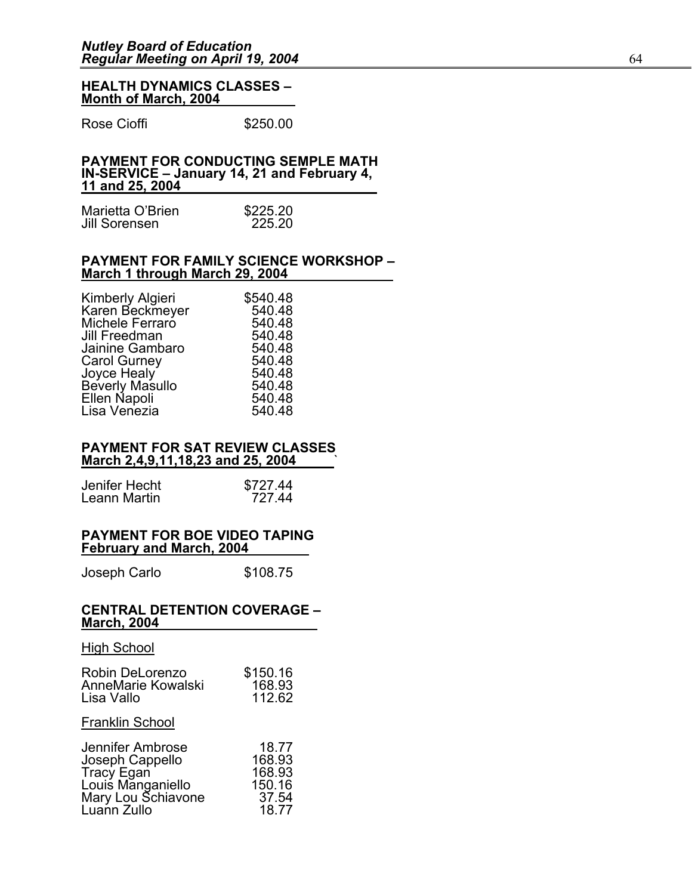**HEALTH DYNAMICS CLASSES – Month of March, 2004**

| | |
|---|---|
| Rose Cioffi | $250.00 |

**PAYMENT FOR CONDUCTING SEMPLE MATH IN-SERVICE – January 14, 21 and February 4, 11 and 25, 2004**

| | |
|---|---|
| Marietta O'Brien | $225.20 |
| Jill Sorensen | 225.20 |

**PAYMENT FOR FAMILY SCIENCE WORKSHOP – March 1 through March 29, 2004**

| | |
|---|---|
| Kimberly Algieri | $540.48 |
| Karen Beckmeyer | 540.48 |
| Michele Ferraro | 540.48 |
| Jill Freedman | 540.48 |
| Jainine Gambaro | 540.48 |
| Carol Gurney | 540.48 |
| Joyce Healy | 540.48 |
| Beverly Masullo | 540.48 |
| Ellen Napoli | 540.48 |
| Lisa Venezia | 540.48 |

**PAYMENT FOR SAT REVIEW CLASSES March 2,4,9,11,18,23 and 25, 2004**

| | |
|---|---|
| Jenifer Hecht | $727.44 |
| Leann Martin | 727.44 |

**PAYMENT FOR BOE VIDEO TAPING February and March, 2004**

| | |
|---|---|
| Joseph Carlo | $108.75 |

**CENTRAL DETENTION COVERAGE – March, 2004**

High School

| | |
|---|---|
| Robin DeLorenzo | $150.16 |
| AnneMarie Kowalski | 168.93 |
| Lisa Vallo | 112.62 |

Franklin School

| | |
|---|---|
| Jennifer Ambrose | 18.77 |
| Joseph Cappello | 168.93 |
| Tracy Egan | 168.93 |
| Louis Manganiello | 150.16 |
| Mary Lou Schiavone | 37.54 |
| Luann Zullo | 18.77 |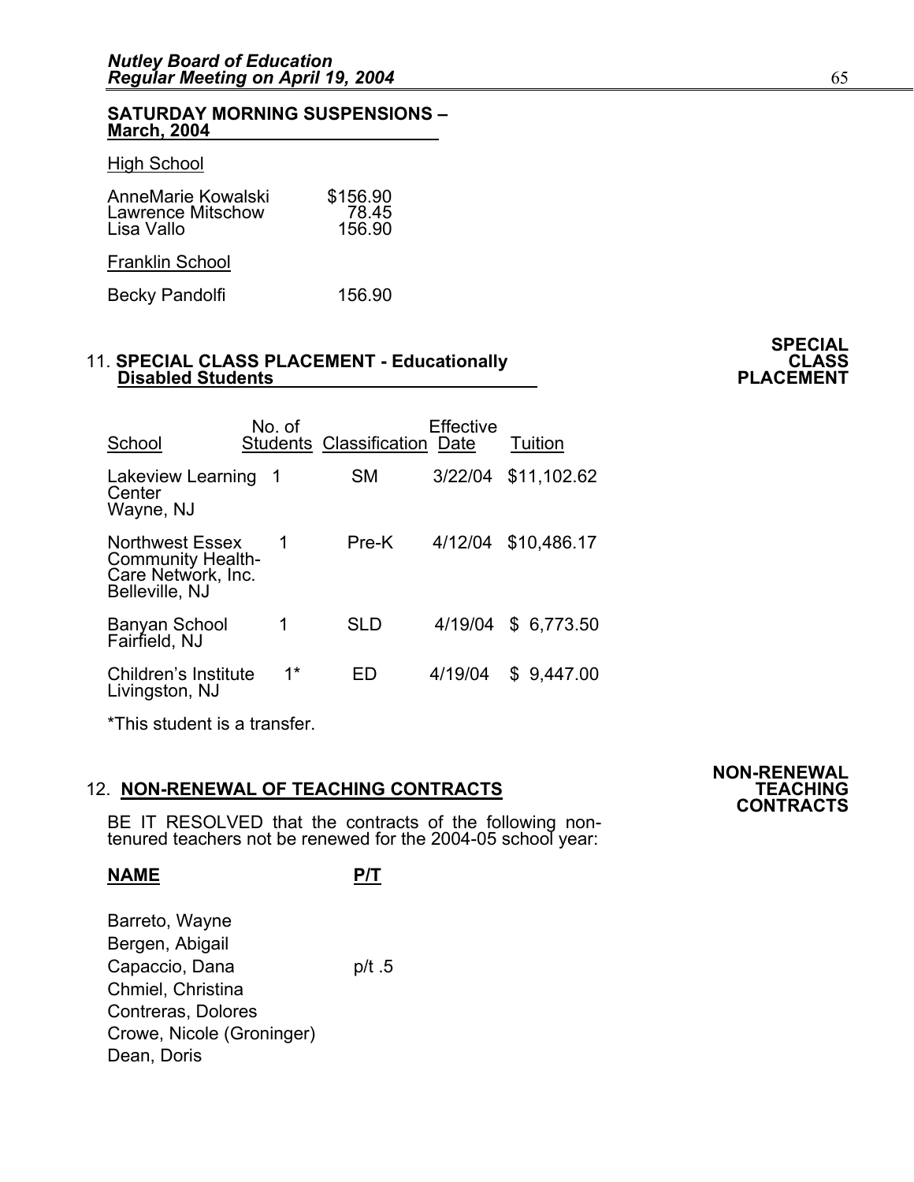**SATURDAY MORNING SUSPENSIONS – March, 2004**

High School

| | |
|---|---|
| AnneMarie Kowalski | $156.90 |
| Lawrence Mitschow | 78.45 |
| Lisa Vallo | 156.90 |

Franklin School

| | |
|---|---|
| Becky Pandolfi | 156.90 |

**SPECIAL CLASS PLACEMENT**

11. **SPECIAL CLASS PLACEMENT - Educationally Disabled Students**

| School | No. of Students | Classification | Effective Date | Tuition |
|---|---|---|---|---|
| Lakeview Learning Center Wayne, NJ | 1 | SM | 3/22/04 | $11,102.62 |
| Northwest Essex Community Health-Care Network, Inc. Belleville, NJ | 1 | Pre-K | 4/12/04 | $10,486.17 |
| Banyan School Fairfield, NJ | 1 | SLD | 4/19/04 | $ 6,773.50 |
| Children's Institute Livingston, NJ | 1* | ED | 4/19/04 | $ 9,447.00 |

*This student is a transfer.

**NON-RENEWAL TEACHING CONTRACTS**

12. **NON-RENEWAL OF TEACHING CONTRACTS**

BE IT RESOLVED that the contracts of the following non-tenured teachers not be renewed for the 2004-05 school year:

| **NAME** | **P/T** |
|---|---|
| Barreto, Wayne | |
| Bergen, Abigail | |
| Capaccio, Dana | p/t .5 |
| Chmiel, Christina | |
| Contreras, Dolores | |
| Crowe, Nicole (Groninger) | |
| Dean, Doris | |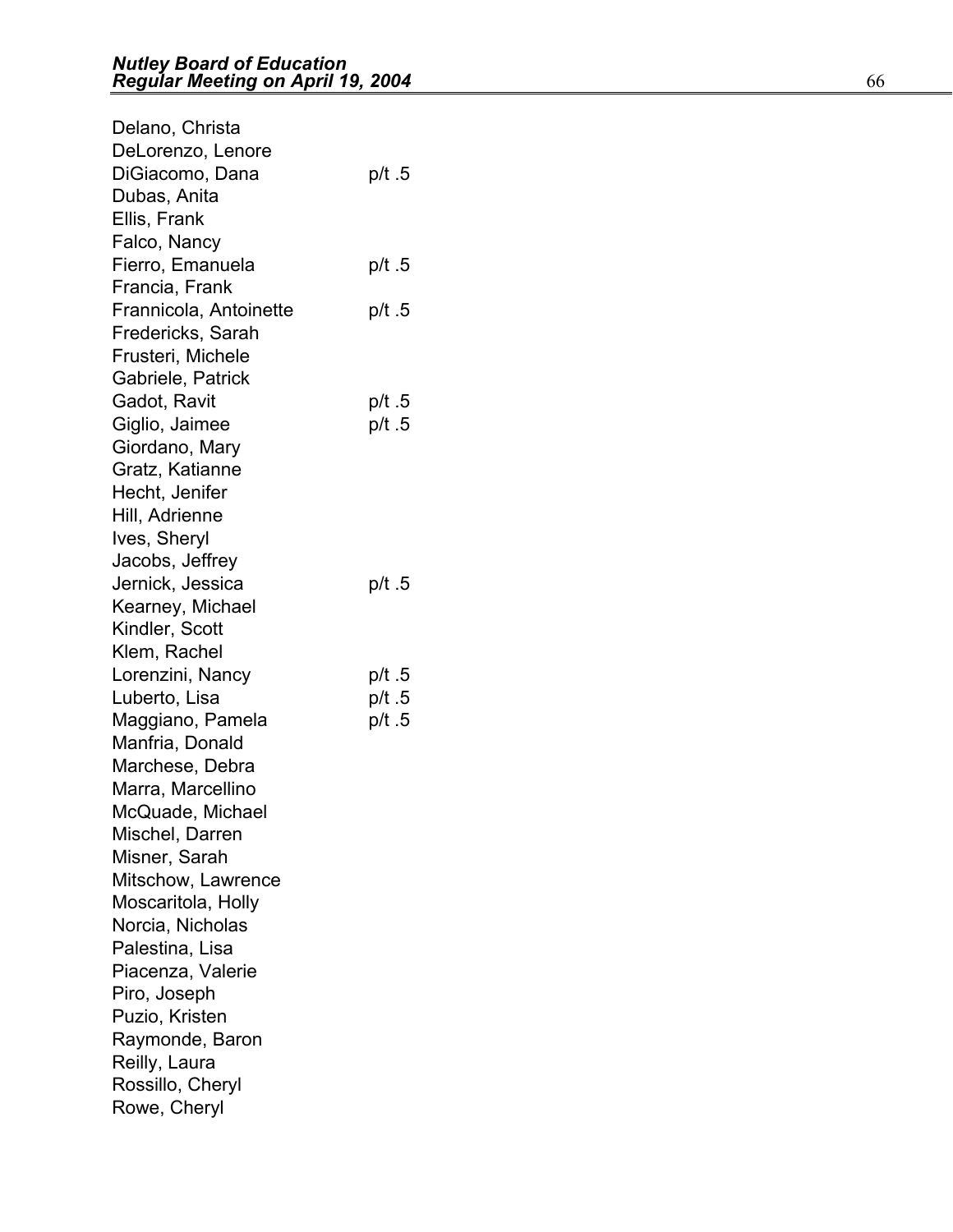Delano, Christa
DeLorenzo, Lenore
DiGiacomo, Dana p/t .5
Dubas, Anita
Ellis, Frank
Falco, Nancy
Fierro, Emanuela p/t .5
Francia, Frank
Frannicola, Antoinette p/t .5
Fredericks, Sarah
Frusteri, Michele
Gabriele, Patrick
Gadot, Ravit p/t .5
Giglio, Jaimee p/t .5
Giordano, Mary
Gratz, Katianne
Hecht, Jenifer
Hill, Adrienne
Ives, Sheryl
Jacobs, Jeffrey
Jernick, Jessica p/t .5
Kearney, Michael
Kindler, Scott
Klem, Rachel
Lorenzini, Nancy p/t .5
Luberto, Lisa p/t .5
Maggiano, Pamela p/t .5
Manfria, Donald
Marchese, Debra
Marra, Marcellino
McQuade, Michael
Mischel, Darren
Misner, Sarah
Mitschow, Lawrence
Moscaritola, Holly
Norcia, Nicholas
Palestina, Lisa
Piacenza, Valerie
Piro, Joseph
Puzio, Kristen
Raymonde, Baron
Reilly, Laura
Rossillo, Cheryl
Rowe, Cheryl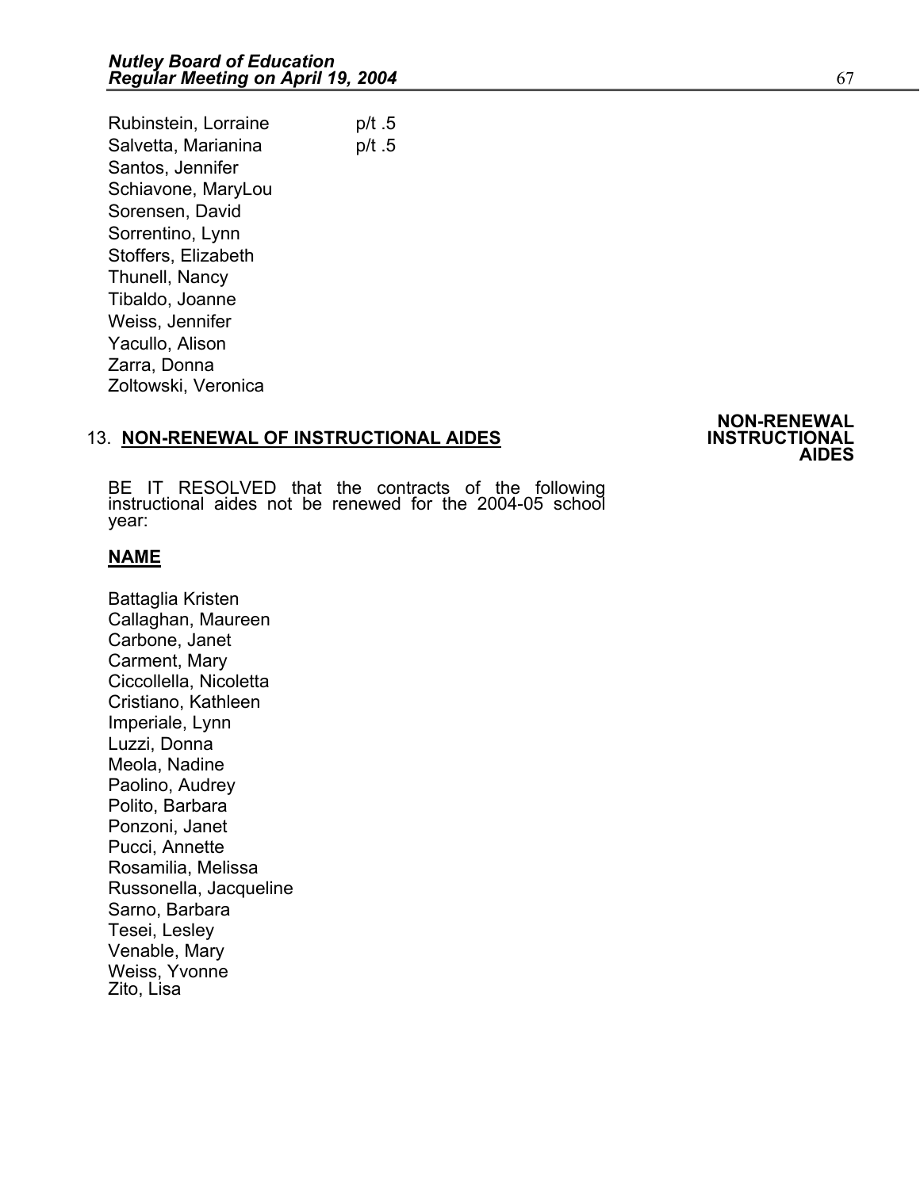Rubinstein, Lorraine p/t .5
Salvetta, Marianina p/t .5
Santos, Jennifer
Schiavone, MaryLou
Sorensen, David
Sorrentino, Lynn
Stoffers, Elizabeth
Thunell, Nancy
Tibaldo, Joanne
Weiss, Jennifer
Yacullo, Alison
Zarra, Donna
Zoltowski, Veronica

**NON-RENEWAL INSTRUCTIONAL AIDES**

13. **NON-RENEWAL OF INSTRUCTIONAL AIDES**

BE IT RESOLVED that the contracts of the following instructional aides not be renewed for the 2004-05 school year:

**NAME**

Battaglia Kristen
Callaghan, Maureen
Carbone, Janet
Carment, Mary
Ciccollella, Nicoletta
Cristiano, Kathleen
Imperiale, Lynn
Luzzi, Donna
Meola, Nadine
Paolino, Audrey
Polito, Barbara
Ponzoni, Janet
Pucci, Annette
Rosamilia, Melissa
Russonella, Jacqueline
Sarno, Barbara
Tesei, Lesley
Venable, Mary
Weiss, Yvonne
Zito, Lisa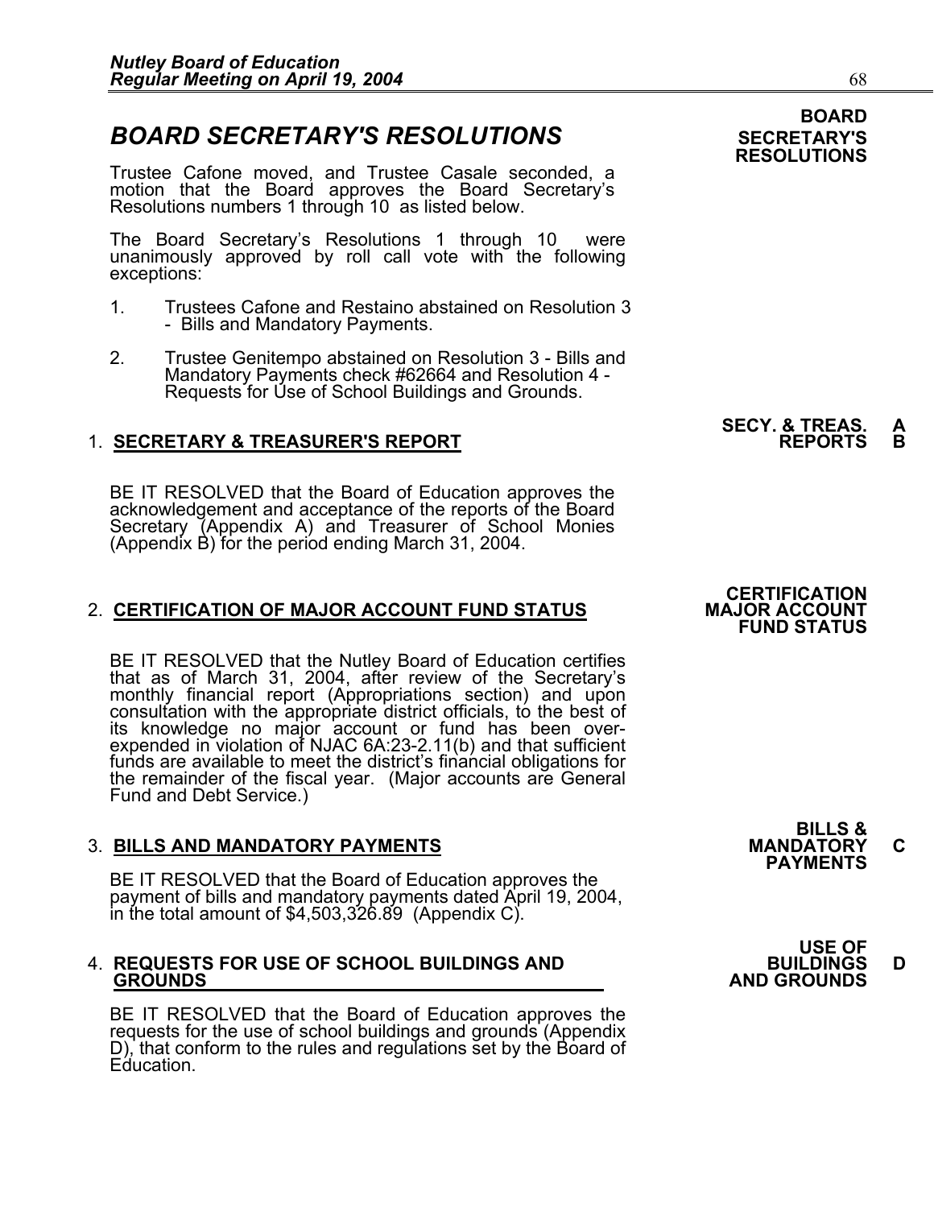## *BOARD SECRETARY'S RESOLUTIONS*

**BOARD SECRETARY'S RESOLUTIONS**

Trustee Cafone moved, and Trustee Casale seconded, a motion that the Board approves the Board Secretary's Resolutions numbers 1 through 10 as listed below.

The Board Secretary's Resolutions 1 through 10 were unanimously approved by roll call vote with the following exceptions:

1. Trustees Cafone and Restaino abstained on Resolution 3 - Bills and Mandatory Payments.
2. Trustee Genitempo abstained on Resolution 3 - Bills and Mandatory Payments check #62664 and Resolution 4 - Requests for Use of School Buildings and Grounds.

### 1. SECRETARY & TREASURER'S REPORT

**SECY. & TREAS. REPORTS A B**

BE IT RESOLVED that the Board of Education approves the acknowledgement and acceptance of the reports of the Board Secretary (Appendix A) and Treasurer of School Monies (Appendix B) for the period ending March 31, 2004.

### 2. CERTIFICATION OF MAJOR ACCOUNT FUND STATUS

**CERTIFICATION MAJOR ACCOUNT FUND STATUS**

BE IT RESOLVED that the Nutley Board of Education certifies that as of March 31, 2004, after review of the Secretary's monthly financial report (Appropriations section) and upon consultation with the appropriate district officials, to the best of its knowledge no major account or fund has been over-expended in violation of NJAC 6A:23-2.11(b) and that sufficient funds are available to meet the district's financial obligations for the remainder of the fiscal year. (Major accounts are General Fund and Debt Service.)

### 3. BILLS AND MANDATORY PAYMENTS

**BILLS & MANDATORY PAYMENTS C**

BE IT RESOLVED that the Board of Education approves the payment of bills and mandatory payments dated April 19, 2004, in the total amount of $4,503,326.89 (Appendix C).

### 4. REQUESTS FOR USE OF SCHOOL BUILDINGS AND GROUNDS

**USE OF BUILDINGS AND GROUNDS D**

BE IT RESOLVED that the Board of Education approves the requests for the use of school buildings and grounds (Appendix D), that conform to the rules and regulations set by the Board of Education.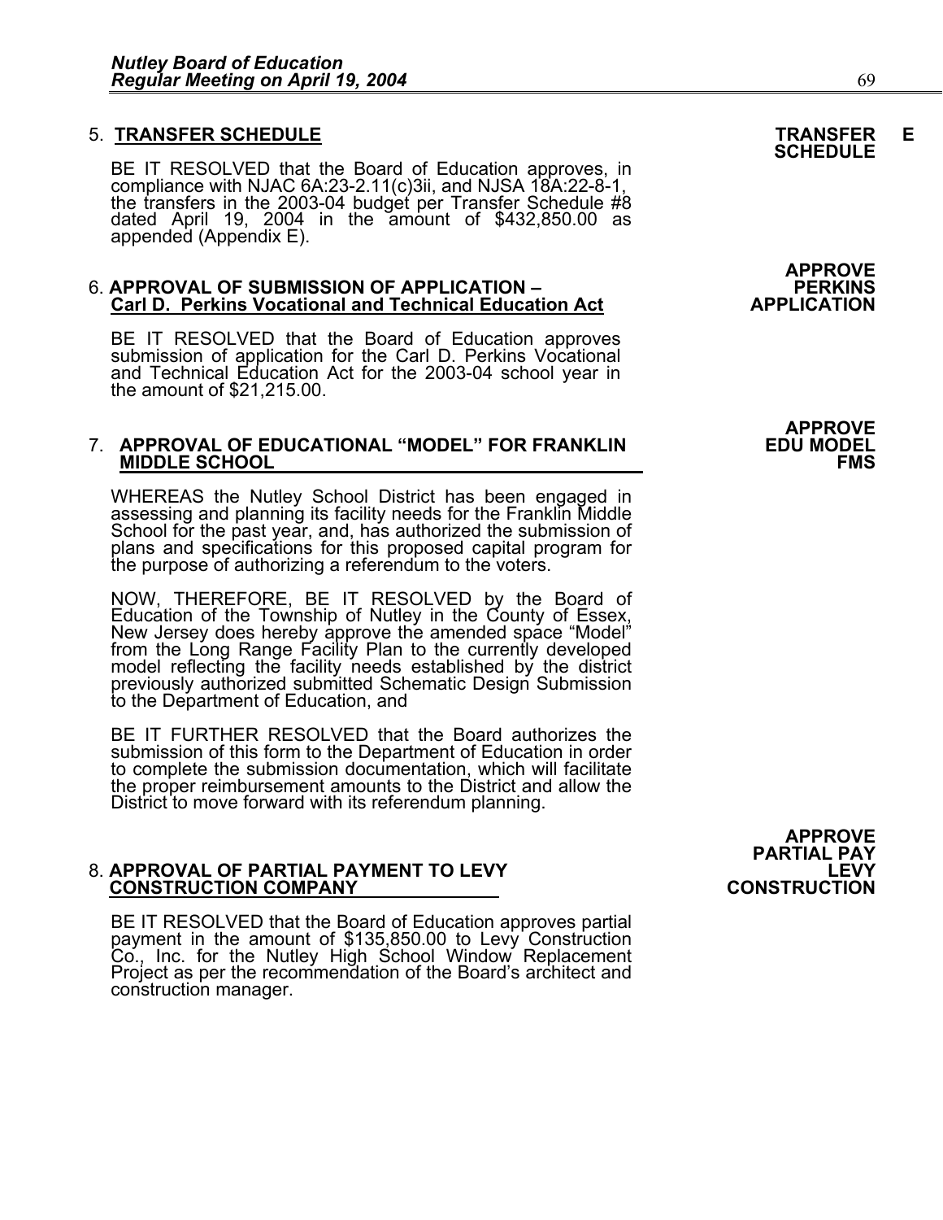5. **TRANSFER SCHEDULE**

**TRANSFER SCHEDULE** E

BE IT RESOLVED that the Board of Education approves, in compliance with NJAC 6A:23-2.11(c)3ii, and NJSA 18A:22-8-1, the transfers in the 2003-04 budget per Transfer Schedule #8 dated April 19, 2004 in the amount of $432,850.00 as appended (Appendix E).

6. **APPROVAL OF SUBMISSION OF APPLICATION – Carl D. Perkins Vocational and Technical Education Act**

**APPROVE PERKINS APPLICATION**

BE IT RESOLVED that the Board of Education approves submission of application for the Carl D. Perkins Vocational and Technical Education Act for the 2003-04 school year in the amount of $21,215.00.

7. **APPROVAL OF EDUCATIONAL "MODEL" FOR FRANKLIN MIDDLE SCHOOL**

**APPROVE EDU MODEL FMS**

WHEREAS the Nutley School District has been engaged in assessing and planning its facility needs for the Franklin Middle School for the past year, and, has authorized the submission of plans and specifications for this proposed capital program for the purpose of authorizing a referendum to the voters.

NOW, THEREFORE, BE IT RESOLVED by the Board of Education of the Township of Nutley in the County of Essex, New Jersey does hereby approve the amended space "Model" from the Long Range Facility Plan to the currently developed model reflecting the facility needs established by the district previously authorized submitted Schematic Design Submission to the Department of Education, and

BE IT FURTHER RESOLVED that the Board authorizes the submission of this form to the Department of Education in order to complete the submission documentation, which will facilitate the proper reimbursement amounts to the District and allow the District to move forward with its referendum planning.

8. **APPROVAL OF PARTIAL PAYMENT TO LEVY CONSTRUCTION COMPANY**

**APPROVE PARTIAL PAY LEVY CONSTRUCTION**

BE IT RESOLVED that the Board of Education approves partial payment in the amount of $135,850.00 to Levy Construction Co., Inc. for the Nutley High School Window Replacement Project as per the recommendation of the Board's architect and construction manager.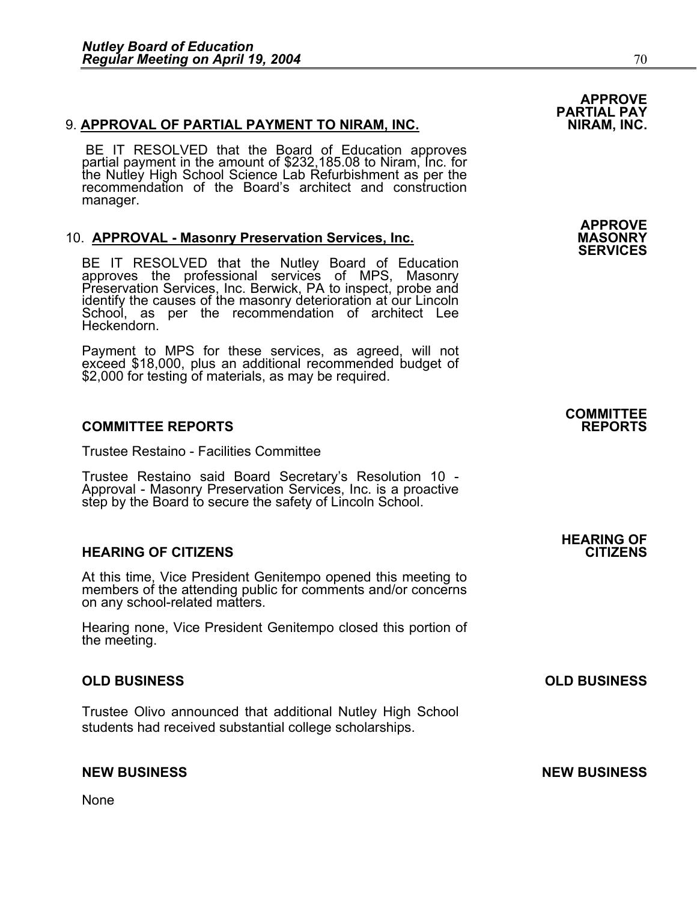**APPROVE PARTIAL PAY NIRAM, INC.**

9. **APPROVAL OF PARTIAL PAYMENT TO NIRAM, INC.**

BE IT RESOLVED that the Board of Education approves partial payment in the amount of $232,185.08 to Niram, Inc. for the Nutley High School Science Lab Refurbishment as per the recommendation of the Board's architect and construction manager.

**APPROVE MASONRY SERVICES**

10. **APPROVAL - Masonry Preservation Services, Inc.**

BE IT RESOLVED that the Nutley Board of Education approves the professional services of MPS, Masonry Preservation Services, Inc. Berwick, PA to inspect, probe and identify the causes of the masonry deterioration at our Lincoln School, as per the recommendation of architect Lee Heckendorn.

Payment to MPS for these services, as agreed, will not exceed $18,000, plus an additional recommended budget of $2,000 for testing of materials, as may be required.

## COMMITTEE REPORTS

**COMMITTEE REPORTS**

Trustee Restaino - Facilities Committee

Trustee Restaino said Board Secretary's Resolution 10 - Approval - Masonry Preservation Services, Inc. is a proactive step by the Board to secure the safety of Lincoln School.

## HEARING OF CITIZENS

**HEARING OF CITIZENS**

At this time, Vice President Genitempo opened this meeting to members of the attending public for comments and/or concerns on any school-related matters.

Hearing none, Vice President Genitempo closed this portion of the meeting.

## OLD BUSINESS

**OLD BUSINESS**

Trustee Olivo announced that additional Nutley High School students had received substantial college scholarships.

## NEW BUSINESS

**NEW BUSINESS**

None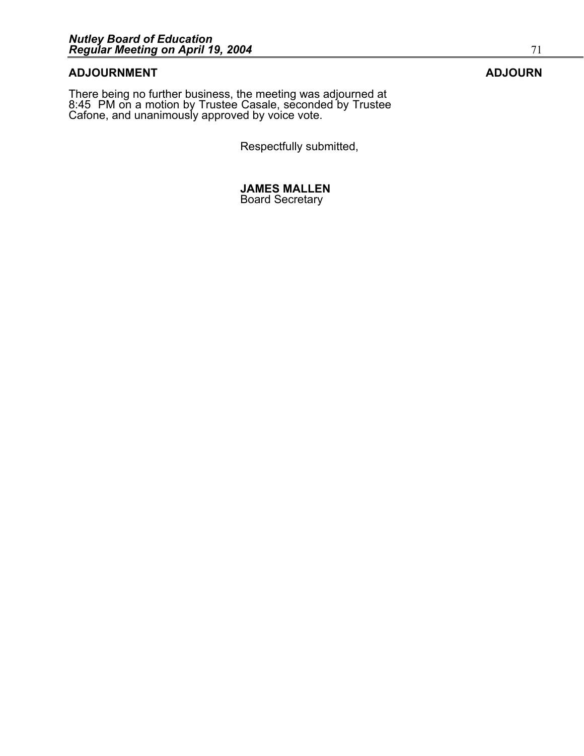**ADJOURNMENT** **ADJOURN**

There being no further business, the meeting was adjourned at 8:45 PM on a motion by Trustee Casale, seconded by Trustee Cafone, and unanimously approved by voice vote.

Respectfully submitted,

**JAMES MALLEN**
Board Secretary